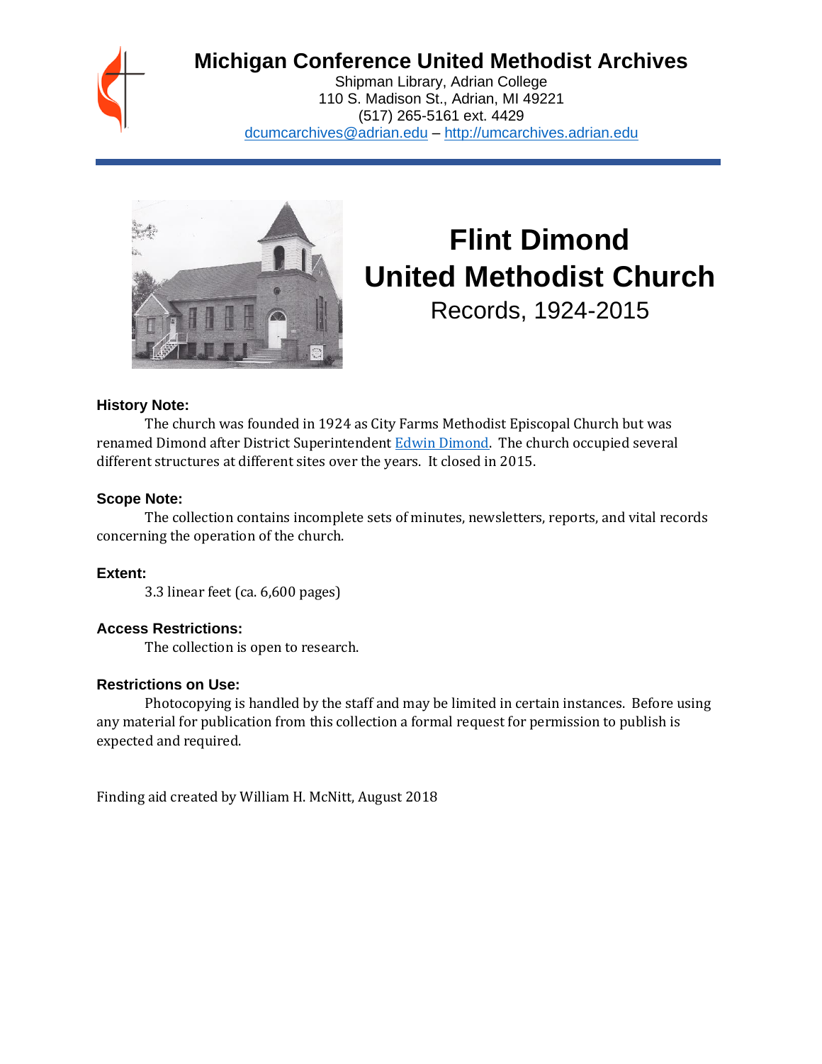# Michigan Conference United Methodist Archives

Shipman Library, Adrian College
110 S. Madison St., Adrian, MI 49221
(517) 265-5161 ext. 4429
dcumcarchives@adrian.edu – http://umcarchives.adrian.edu

# Flint Dimond United Methodist Church

## Records, 1924-2015

### History Note:

The church was founded in 1924 as City Farms Methodist Episcopal Church but was renamed Dimond after District Superintendent Edwin Dimond. The church occupied several different structures at different sites over the years. It closed in 2015.

### Scope Note:

The collection contains incomplete sets of minutes, newsletters, reports, and vital records concerning the operation of the church.

### Extent:

3.3 linear feet (ca. 6,600 pages)

### Access Restrictions:

The collection is open to research.

### Restrictions on Use:

Photocopying is handled by the staff and may be limited in certain instances. Before using any material for publication from this collection a formal request for permission to publish is expected and required.

Finding aid created by William H. McNitt, August 2018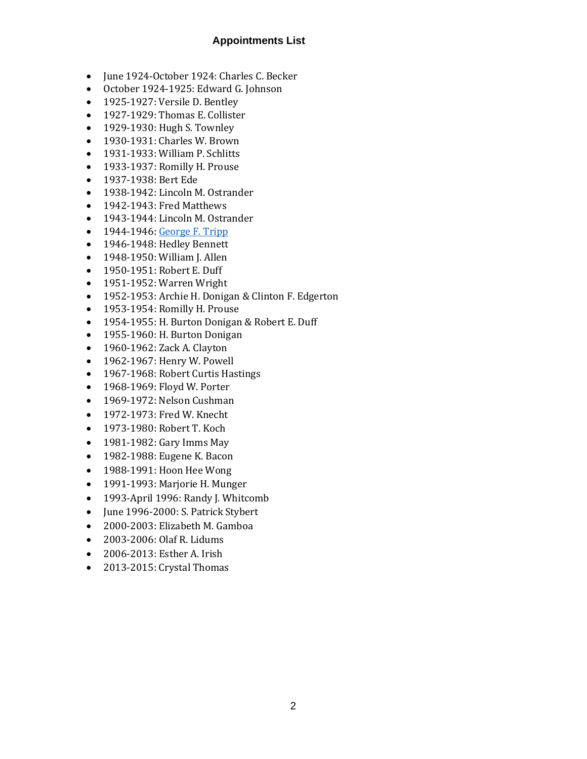## Appointments List

- June 1924-October 1924: Charles C. Becker
- October 1924-1925: Edward G. Johnson
- 1925-1927: Versile D. Bentley
- 1927-1929: Thomas E. Collister
- 1929-1930: Hugh S. Townley
- 1930-1931: Charles W. Brown
- 1931-1933: William P. Schlitts
- 1933-1937: Romilly H. Prouse
- 1937-1938: Bert Ede
- 1938-1942: Lincoln M. Ostrander
- 1942-1943: Fred Matthews
- 1943-1944: Lincoln M. Ostrander
- 1944-1946: George F. Tripp
- 1946-1948: Hedley Bennett
- 1948-1950: William J. Allen
- 1950-1951: Robert E. Duff
- 1951-1952: Warren Wright
- 1952-1953: Archie H. Donigan & Clinton F. Edgerton
- 1953-1954: Romilly H. Prouse
- 1954-1955: H. Burton Donigan & Robert E. Duff
- 1955-1960: H. Burton Donigan
- 1960-1962: Zack A. Clayton
- 1962-1967: Henry W. Powell
- 1967-1968: Robert Curtis Hastings
- 1968-1969: Floyd W. Porter
- 1969-1972: Nelson Cushman
- 1972-1973: Fred W. Knecht
- 1973-1980: Robert T. Koch
- 1981-1982: Gary Imms May
- 1982-1988: Eugene K. Bacon
- 1988-1991: Hoon Hee Wong
- 1991-1993: Marjorie H. Munger
- 1993-April 1996: Randy J. Whitcomb
- June 1996-2000: S. Patrick Stybert
- 2000-2003: Elizabeth M. Gamboa
- 2003-2006: Olaf R. Lidums
- 2006-2013: Esther A. Irish
- 2013-2015: Crystal Thomas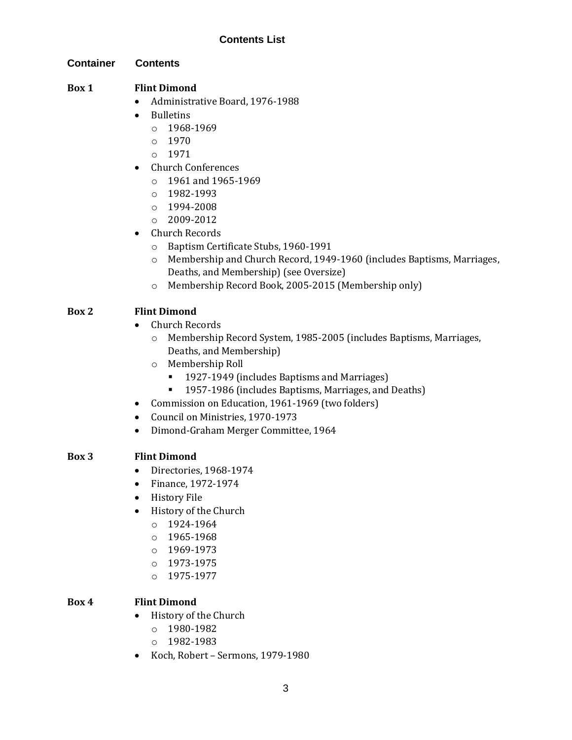## Contents List

| Container | Contents |
|---|---|

**Box 1** **Flint Dimond**

- Administrative Board, 1976-1988
- Bulletins
  - 1968-1969
  - 1970
  - 1971
- Church Conferences
  - 1961 and 1965-1969
  - 1982-1993
  - 1994-2008
  - 2009-2012
- Church Records
  - Baptism Certificate Stubs, 1960-1991
  - Membership and Church Record, 1949-1960 (includes Baptisms, Marriages, Deaths, and Membership) (see Oversize)
  - Membership Record Book, 2005-2015 (Membership only)

**Box 2** **Flint Dimond**

- Church Records
  - Membership Record System, 1985-2005 (includes Baptisms, Marriages, Deaths, and Membership)
  - Membership Roll
    - 1927-1949 (includes Baptisms and Marriages)
    - 1957-1986 (includes Baptisms, Marriages, and Deaths)
- Commission on Education, 1961-1969 (two folders)
- Council on Ministries, 1970-1973
- Dimond-Graham Merger Committee, 1964

**Box 3** **Flint Dimond**

- Directories, 1968-1974
- Finance, 1972-1974
- History File
- History of the Church
  - 1924-1964
  - 1965-1968
  - 1969-1973
  - 1973-1975
  - 1975-1977

**Box 4** **Flint Dimond**

- History of the Church
  - 1980-1982
  - 1982-1983
- Koch, Robert – Sermons, 1979-1980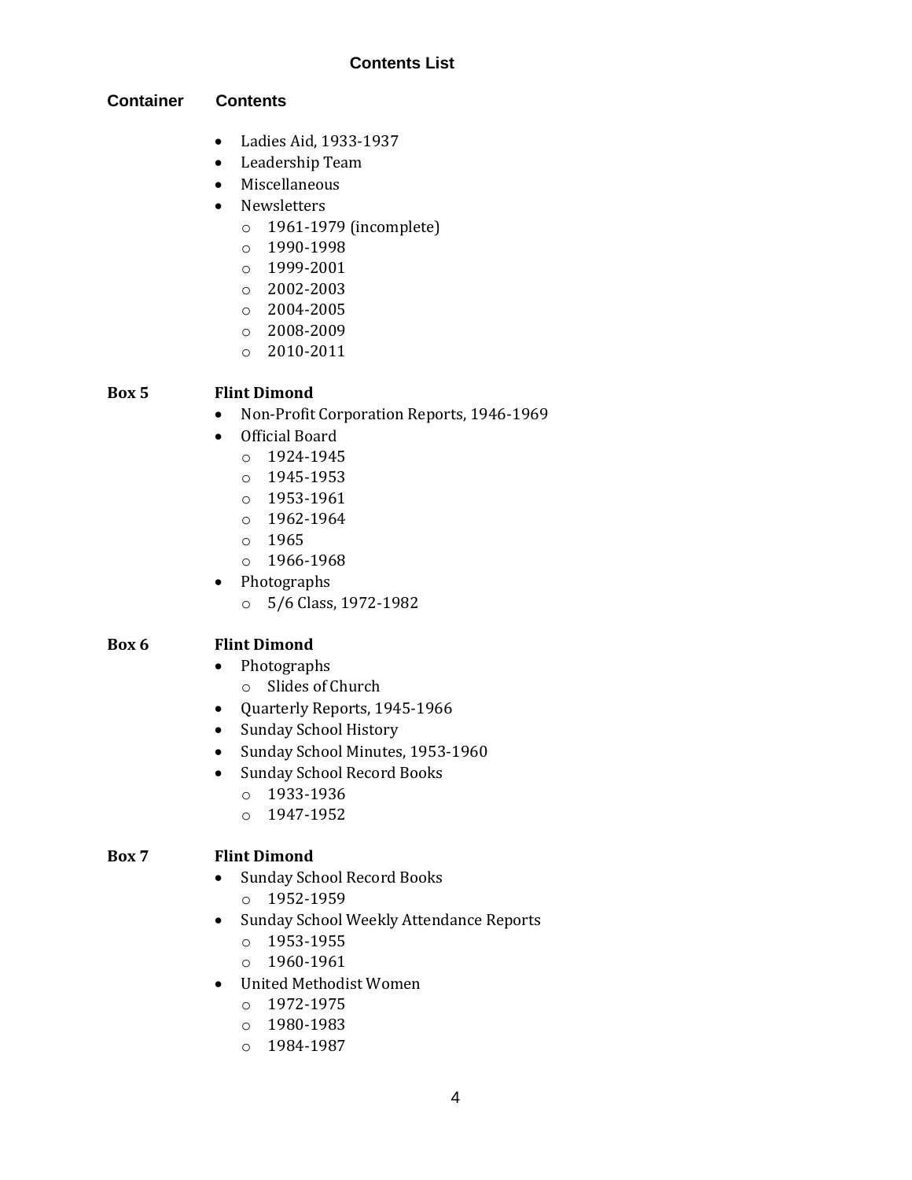## Contents List

**Container** **Contents**

- Ladies Aid, 1933-1937
- Leadership Team
- Miscellaneous
- Newsletters
    - 1961-1979 (incomplete)
    - 1990-1998
    - 1999-2001
    - 2002-2003
    - 2004-2005
    - 2008-2009
    - 2010-2011

**Box 5** **Flint Dimond**

- Non-Profit Corporation Reports, 1946-1969
- Official Board
    - 1924-1945
    - 1945-1953
    - 1953-1961
    - 1962-1964
    - 1965
    - 1966-1968
- Photographs
    - 5/6 Class, 1972-1982

**Box 6** **Flint Dimond**

- Photographs
    - Slides of Church
- Quarterly Reports, 1945-1966
- Sunday School History
- Sunday School Minutes, 1953-1960
- Sunday School Record Books
    - 1933-1936
    - 1947-1952

**Box 7** **Flint Dimond**

- Sunday School Record Books
    - 1952-1959
- Sunday School Weekly Attendance Reports
    - 1953-1955
    - 1960-1961
- United Methodist Women
    - 1972-1975
    - 1980-1983
    - 1984-1987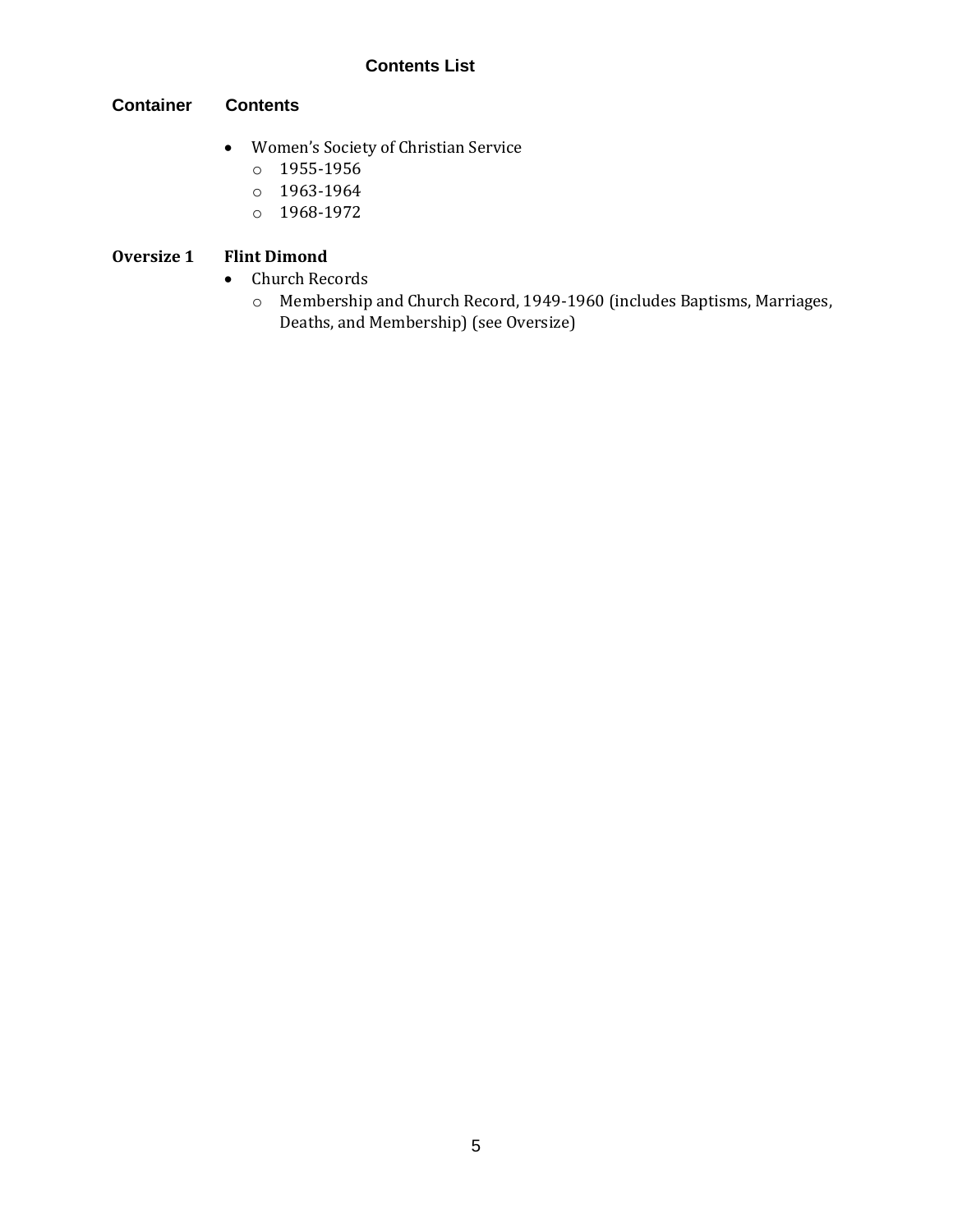**Contents List**

| Container | Contents |
|---|---|
| | • Women's Society of Christian Service<br>o 1955-1956<br>o 1963-1964<br>o 1968-1972 |
| **Oversize 1** | **Flint Dimond**<br>• Church Records<br>o Membership and Church Record, 1949-1960 (includes Baptisms, Marriages, Deaths, and Membership) (see Oversize) |